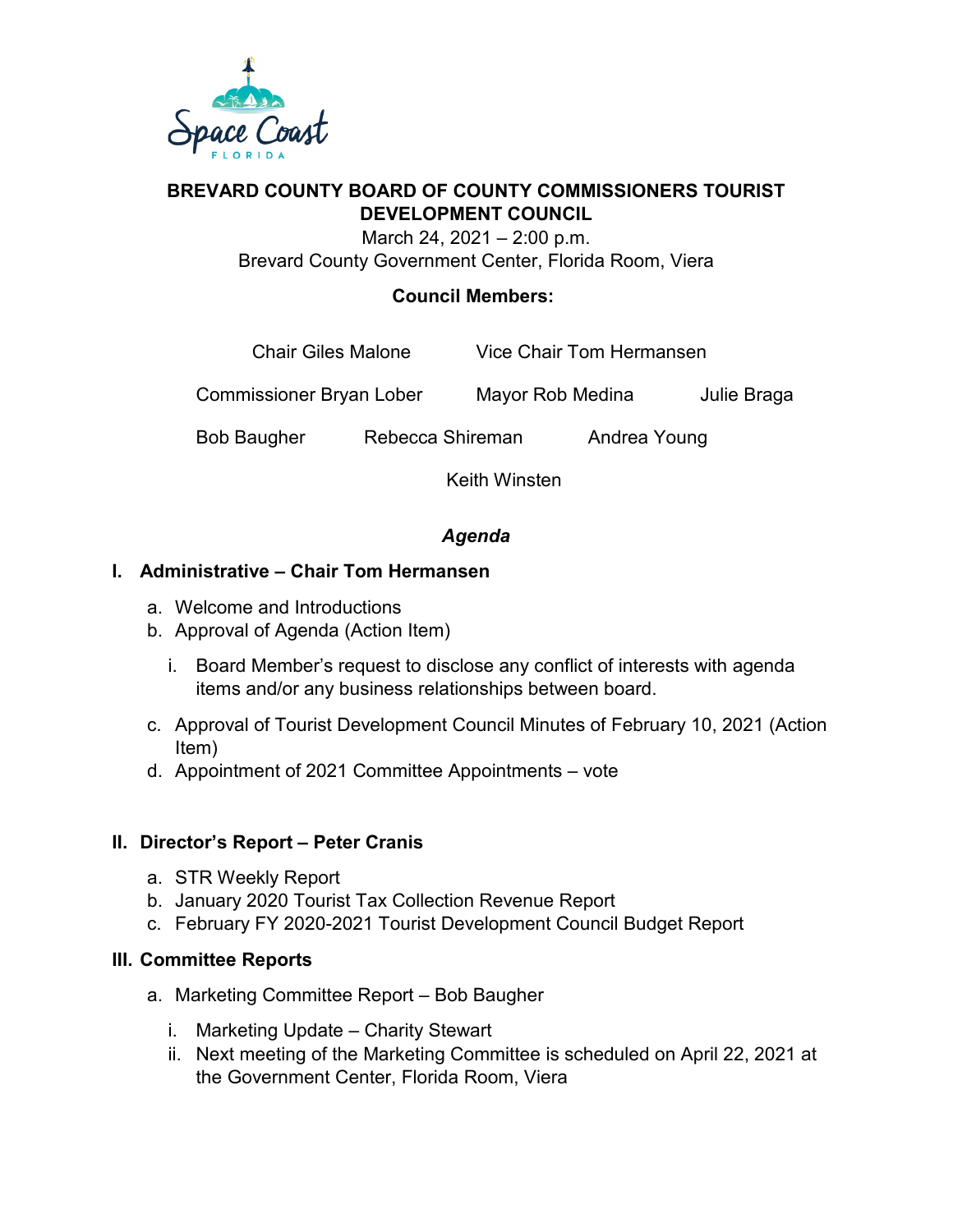# BREVARD COUNTY BOARD OF COUNTY COMMISSIONERS TOURIST DEVELOPMENT COUNCIL

March 24, 2021 – 2:00 p.m.
Brevard County Government Center, Florida Room, Viera

**Council Members:**

Chair Giles Malone    Vice Chair Tom Hermansen

Commissioner Bryan Lober    Mayor Rob Medina    Julie Braga

Bob Baugher    Rebecca Shireman    Andrea Young

Keith Winsten

***Agenda***

## I. Administrative – Chair Tom Hermansen

a. Welcome and Introductions
b. Approval of Agenda (Action Item)
   i. Board Member's request to disclose any conflict of interests with agenda items and/or any business relationships between board.
c. Approval of Tourist Development Council Minutes of February 10, 2021 (Action Item)
d. Appointment of 2021 Committee Appointments – vote

## II. Director's Report – Peter Cranis

a. STR Weekly Report
b. January 2020 Tourist Tax Collection Revenue Report
c. February FY 2020-2021 Tourist Development Council Budget Report

## III. Committee Reports

a. Marketing Committee Report – Bob Baugher
   i. Marketing Update – Charity Stewart
   ii. Next meeting of the Marketing Committee is scheduled on April 22, 2021 at the Government Center, Florida Room, Viera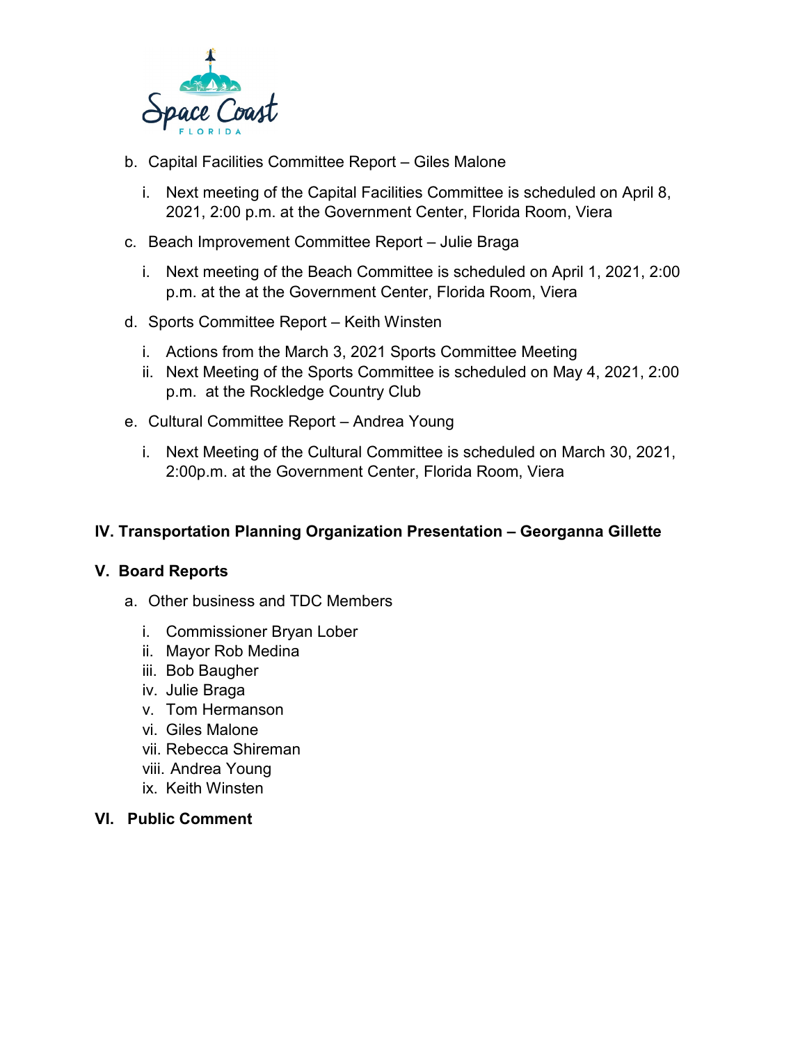b. Capital Facilities Committee Report – Giles Malone

   i. Next meeting of the Capital Facilities Committee is scheduled on April 8, 2021, 2:00 p.m. at the Government Center, Florida Room, Viera

c. Beach Improvement Committee Report – Julie Braga

   i. Next meeting of the Beach Committee is scheduled on April 1, 2021, 2:00 p.m. at the at the Government Center, Florida Room, Viera

d. Sports Committee Report – Keith Winsten

   i. Actions from the March 3, 2021 Sports Committee Meeting
   ii. Next Meeting of the Sports Committee is scheduled on May 4, 2021, 2:00 p.m. at the Rockledge Country Club

e. Cultural Committee Report – Andrea Young

   i. Next Meeting of the Cultural Committee is scheduled on March 30, 2021, 2:00p.m. at the Government Center, Florida Room, Viera

## IV. Transportation Planning Organization Presentation – Georganna Gillette

## V. Board Reports

a. Other business and TDC Members

   i. Commissioner Bryan Lober
   ii. Mayor Rob Medina
   iii. Bob Baugher
   iv. Julie Braga
   v. Tom Hermanson
   vi. Giles Malone
   vii. Rebecca Shireman
   viii. Andrea Young
   ix. Keith Winsten

## VI. Public Comment